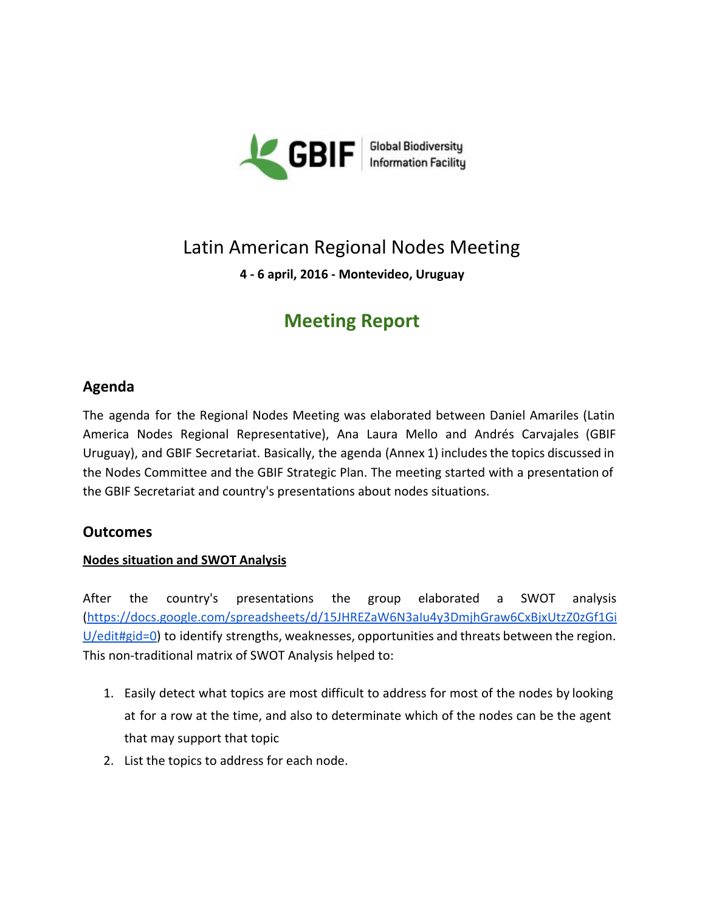# Latin American Regional Nodes Meeting

**4 - 6 april, 2016 - Montevideo, Uruguay**

## Meeting Report

### Agenda

The agenda for the Regional Nodes Meeting was elaborated between Daniel Amariles (Latin America Nodes Regional Representative), Ana Laura Mello and Andrés Carvajales (GBIF Uruguay), and GBIF Secretariat. Basically, the agenda (Annex 1) includes the topics discussed in the Nodes Committee and the GBIF Strategic Plan. The meeting started with a presentation of the GBIF Secretariat and country's presentations about nodes situations.

### Outcomes

**Nodes situation and SWOT Analysis**

After the country's presentations the group elaborated a SWOT analysis ([https://docs.google.com/spreadsheets/d/15JHREZaW6N3aIu4y3DmjhGraw6CxBjxUtzZ0zGf1GiU/edit#gid=0](https://docs.google.com/spreadsheets/d/15JHREZaW6N3aIu4y3DmjhGraw6CxBjxUtzZ0zGf1GiU/edit#gid=0)) to identify strengths, weaknesses, opportunities and threats between the region. This non-traditional matrix of SWOT Analysis helped to:

1. Easily detect what topics are most difficult to address for most of the nodes by looking at for a row at the time, and also to determinate which of the nodes can be the agent that may support that topic
2. List the topics to address for each node.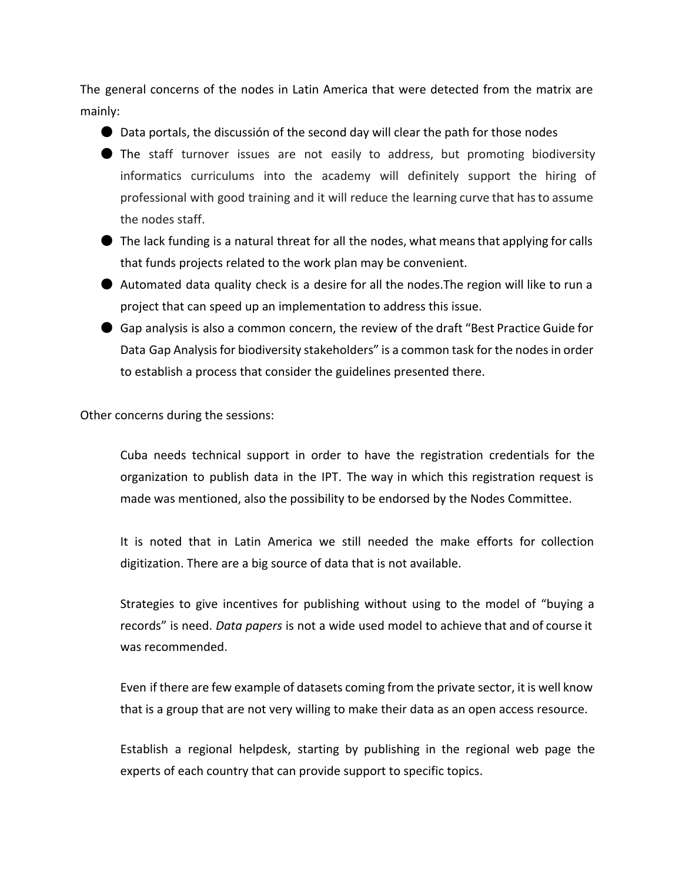The general concerns of the nodes in Latin America that were detected from the matrix are mainly:

- Data portals, the discussión of the second day will clear the path for those nodes
- The staff turnover issues are not easily to address, but promoting biodiversity informatics curriculums into the academy will definitely support the hiring of professional with good training and it will reduce the learning curve that has to assume the nodes staff.
- The lack funding is a natural threat for all the nodes, what means that applying for calls that funds projects related to the work plan may be convenient.
- Automated data quality check is a desire for all the nodes.The region will like to run a project that can speed up an implementation to address this issue.
- Gap analysis is also a common concern, the review of the draft "Best Practice Guide for Data Gap Analysis for biodiversity stakeholders" is a common task for the nodes in order to establish a process that consider the guidelines presented there.

Other concerns during the sessions:

Cuba needs technical support in order to have the registration credentials for the organization to publish data in the IPT. The way in which this registration request is made was mentioned, also the possibility to be endorsed by the Nodes Committee.

It is noted that in Latin America we still needed the make efforts for collection digitization. There are a big source of data that is not available.

Strategies to give incentives for publishing without using to the model of "buying a records" is need. *Data papers* is not a wide used model to achieve that and of course it was recommended.

Even if there are few example of datasets coming from the private sector, it is well know that is a group that are not very willing to make their data as an open access resource.

Establish a regional helpdesk, starting by publishing in the regional web page the experts of each country that can provide support to specific topics.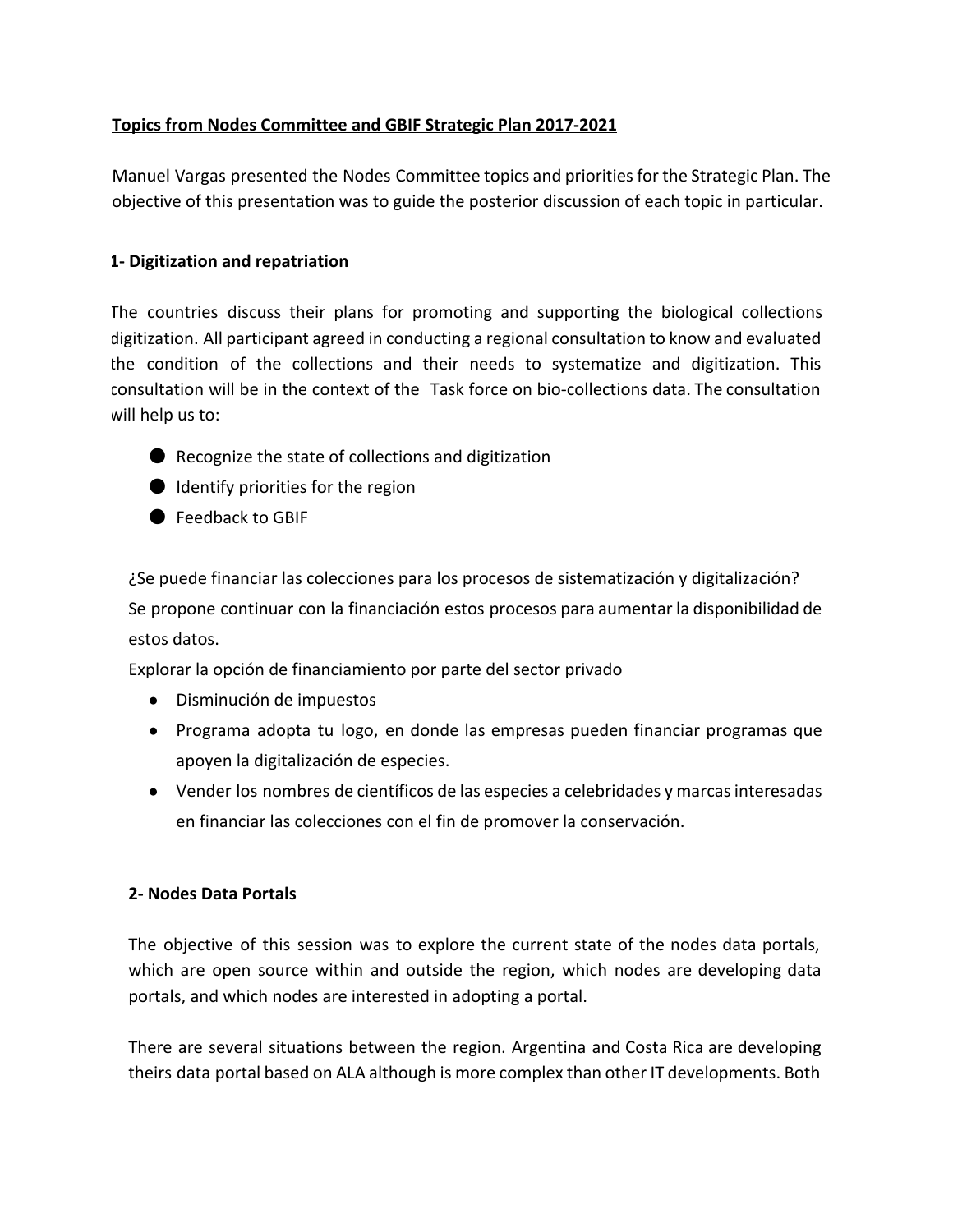**Topics from Nodes Committee and GBIF Strategic Plan 2017-2021**

Manuel Vargas presented the Nodes Committee topics and priorities for the Strategic Plan. The objective of this presentation was to guide the posterior discussion of each topic in particular.

**1- Digitization and repatriation**

The countries discuss their plans for promoting and supporting the biological collections digitization. All participant agreed in conducting a regional consultation to know and evaluated the condition of the collections and their needs to systematize and digitization. This consultation will be in the context of the Task force on bio-collections data. The consultation will help us to:

- Recognize the state of collections and digitization
- Identify priorities for the region
- Feedback to GBIF

¿Se puede financiar las colecciones para los procesos de sistematización y digitalización?
Se propone continuar con la financiación estos procesos para aumentar la disponibilidad de estos datos.
Explorar la opción de financiamiento por parte del sector privado

- Disminución de impuestos
- Programa adopta tu logo, en donde las empresas pueden financiar programas que apoyen la digitalización de especies.
- Vender los nombres de científicos de las especies a celebridades y marcas interesadas en financiar las colecciones con el fin de promover la conservación.

**2- Nodes Data Portals**

The objective of this session was to explore the current state of the nodes data portals, which are open source within and outside the region, which nodes are developing data portals, and which nodes are interested in adopting a portal.

There are several situations between the region. Argentina and Costa Rica are developing theirs data portal based on ALA although is more complex than other IT developments. Both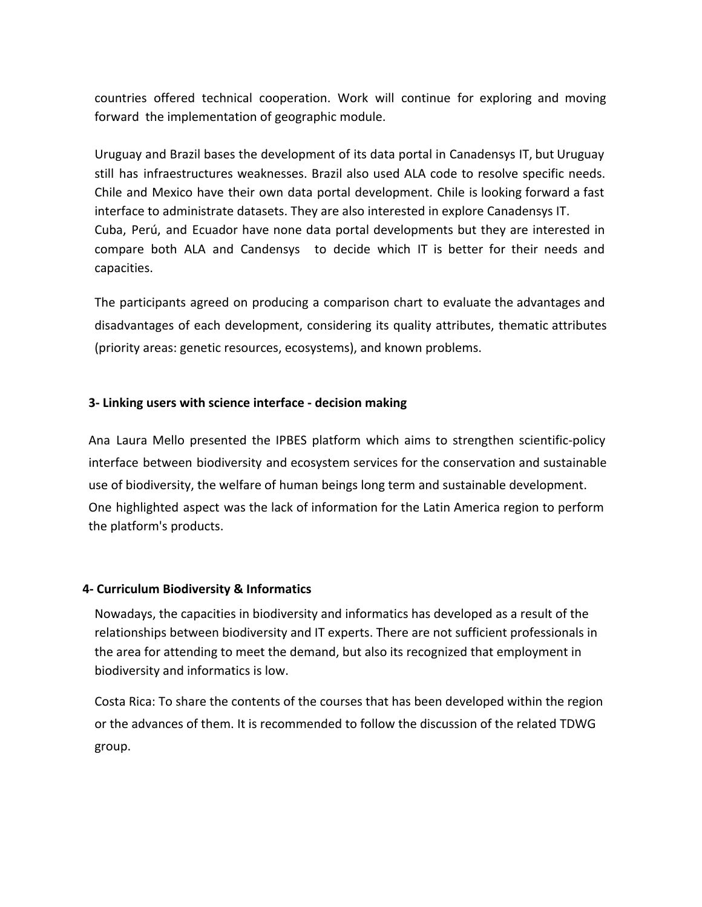countries offered technical cooperation. Work will continue for exploring and moving forward the implementation of geographic module.

Uruguay and Brazil bases the development of its data portal in Canadensys IT, but Uruguay still has infraestructures weaknesses. Brazil also used ALA code to resolve specific needs. Chile and Mexico have their own data portal development. Chile is looking forward a fast interface to administrate datasets. They are also interested in explore Canadensys IT. Cuba, Perú, and Ecuador have none data portal developments but they are interested in compare both ALA and Candensys to decide which IT is better for their needs and capacities.

The participants agreed on producing a comparison chart to evaluate the advantages and disadvantages of each development, considering its quality attributes, thematic attributes (priority areas: genetic resources, ecosystems), and known problems.

**3- Linking users with science interface - decision making**

Ana Laura Mello presented the IPBES platform which aims to strengthen scientific-policy interface between biodiversity and ecosystem services for the conservation and sustainable use of biodiversity, the welfare of human beings long term and sustainable development. One highlighted aspect was the lack of information for the Latin America region to perform the platform's products.

**4- Curriculum Biodiversity & Informatics**

Nowadays, the capacities in biodiversity and informatics has developed as a result of the relationships between biodiversity and IT experts. There are not sufficient professionals in the area for attending to meet the demand, but also its recognized that employment in biodiversity and informatics is low.

Costa Rica: To share the contents of the courses that has been developed within the region or the advances of them. It is recommended to follow the discussion of the related TDWG group.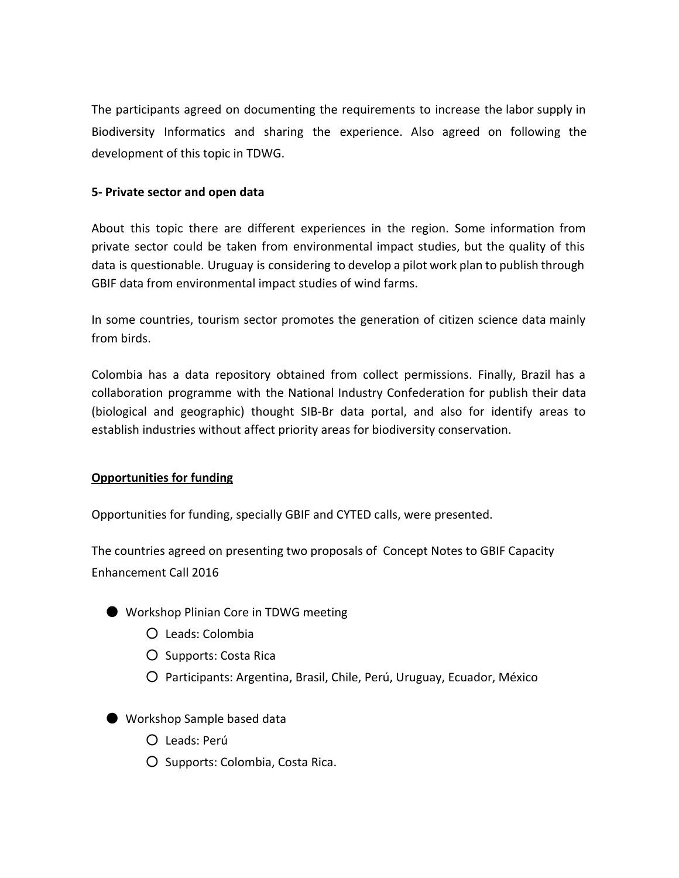The participants agreed on documenting the requirements to increase the labor supply in Biodiversity Informatics and sharing the experience. Also agreed on following the development of this topic in TDWG.

**5- Private sector and open data**

About this topic there are different experiences in the region. Some information from private sector could be taken from environmental impact studies, but the quality of this data is questionable. Uruguay is considering to develop a pilot work plan to publish through GBIF data from environmental impact studies of wind farms.

In some countries, tourism sector promotes the generation of citizen science data mainly from birds.

Colombia has a data repository obtained from collect permissions. Finally, Brazil has a collaboration programme with the National Industry Confederation for publish their data (biological and geographic) thought SIB-Br data portal, and also for identify areas to establish industries without affect priority areas for biodiversity conservation.

**<u>Opportunities for funding</u>**

Opportunities for funding, specially GBIF and CYTED calls, were presented.

The countries agreed on presenting two proposals of Concept Notes to GBIF Capacity Enhancement Call 2016

- Workshop Plinian Core in TDWG meeting
  - Leads: Colombia
  - Supports: Costa Rica
  - Participants: Argentina, Brasil, Chile, Perú, Uruguay, Ecuador, México
- Workshop Sample based data
  - Leads: Perú
  - Supports: Colombia, Costa Rica.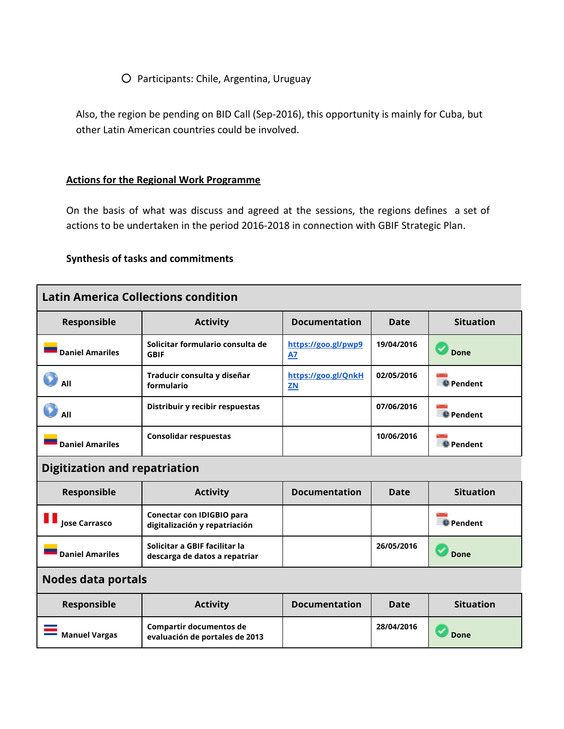- Participants: Chile, Argentina, Uruguay

Also, the region be pending on BID Call (Sep-2016), this opportunity is mainly for Cuba, but other Latin American countries could be involved.

## Actions for the Regional Work Programme

On the basis of what was discuss and agreed at the sessions, the regions defines a set of actions to be undertaken in the period 2016-2018 in connection with GBIF Strategic Plan.

**Synthesis of tasks and commitments**

| **Latin America Collections condition** | | | | |
|---|---|---|---|---|
| **Responsible** | **Activity** | **Documentation** | **Date** | **Situation** |
| Daniel Amariles | Solicitar formulario consulta de GBIF | https://goo.gl/pwp9A7 | 19/04/2016 | Done |
| All | Traducir consulta y diseñar formulario | https://goo.gl/QnkHZN | 02/05/2016 | Pendent |
| All | Distribuir y recibir respuestas | | 07/06/2016 | Pendent |
| Daniel Amariles | Consolidar respuestas | | 10/06/2016 | Pendent |
| **Digitization and repatriation** | | | | |
| **Responsible** | **Activity** | **Documentation** | **Date** | **Situation** |
| Jose Carrasco | Conectar con IDIGBIO para digitalización y repatriación | | | Pendent |
| Daniel Amariles | Solicitar a GBIF facilitar la descarga de datos a repatriar | | 26/05/2016 | Done |
| **Nodes data portals** | | | | |
| **Responsible** | **Activity** | **Documentation** | **Date** | **Situation** |
| Manuel Vargas | Compartir documentos de evaluación de portales de 2013 | | 28/04/2016 | Done |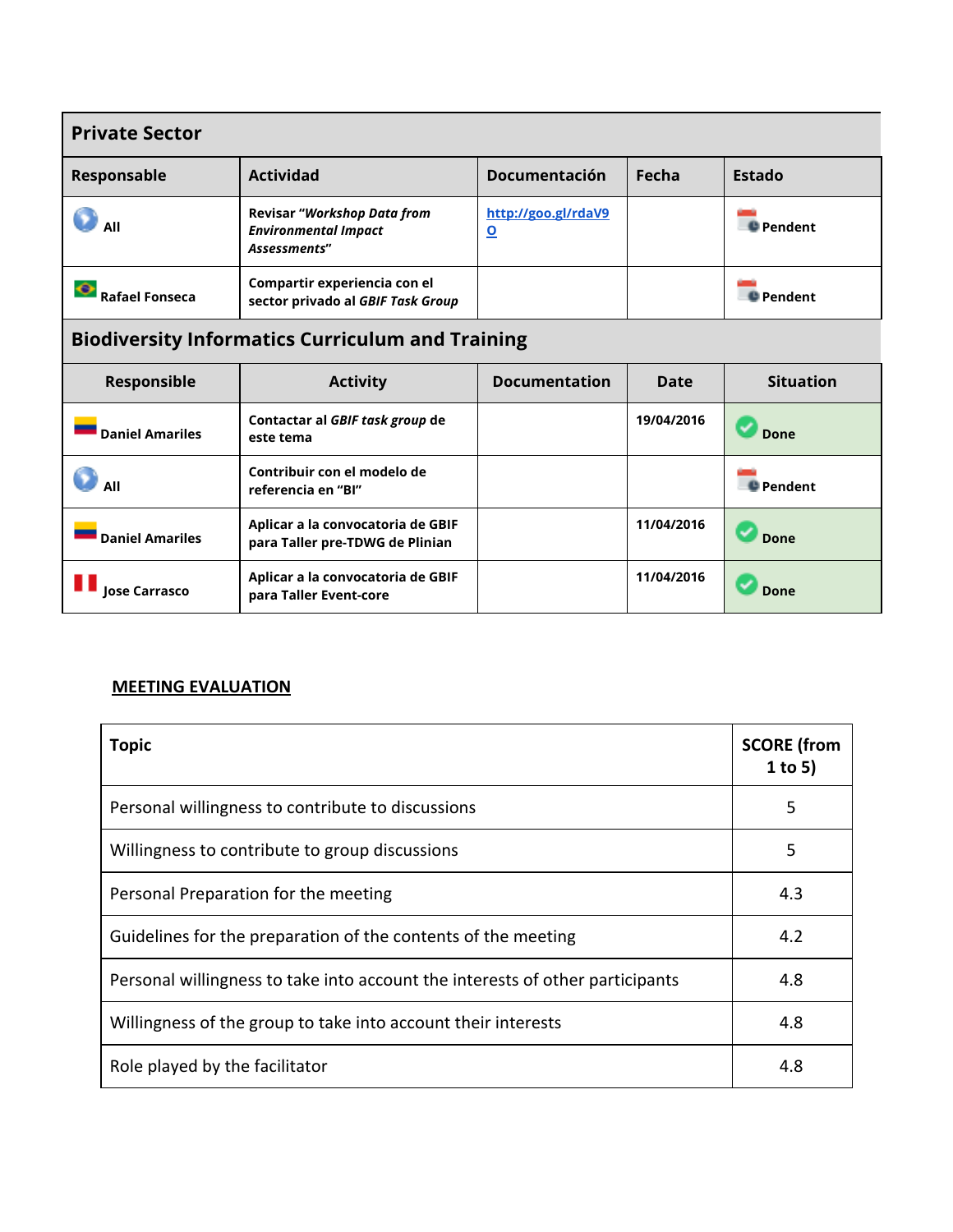| Private Sector | | | | |
|---|---|---|---|---|
| **Responsable** | **Actividad** | **Documentación** | **Fecha** | **Estado** |
| **All** | **Revisar "*Workshop Data from Environmental Impact Assessments*"** | [http://goo.gl/rdaV9O](http://goo.gl/rdaV9O) | | **Pendent** |
| **Rafael Fonseca** | **Compartir experiencia con el sector privado al *GBIF Task Group*** | | | **Pendent** |

| Biodiversity Informatics Curriculum and Training | | | | |
|---|---|---|---|---|
| **Responsible** | **Activity** | **Documentation** | **Date** | **Situation** |
| **Daniel Amariles** | **Contactar al *GBIF task group* de este tema** | | **19/04/2016** | **Done** |
| **All** | **Contribuir con el modelo de referencia en "BI"** | | | **Pendent** |
| **Daniel Amariles** | **Aplicar a la convocatoria de GBIF para Taller pre-TDWG de Plinian** | | **11/04/2016** | **Done** |
| **Jose Carrasco** | **Aplicar a la convocatoria de GBIF para Taller Event-core** | | **11/04/2016** | **Done** |

## MEETING EVALUATION

| Topic | SCORE (from 1 to 5) |
|---|---|
| Personal willingness to contribute to discussions | 5 |
| Willingness to contribute to group discussions | 5 |
| Personal Preparation for the meeting | 4.3 |
| Guidelines for the preparation of the contents of the meeting | 4.2 |
| Personal willingness to take into account the interests of other participants | 4.8 |
| Willingness of the group to take into account their interests | 4.8 |
| Role played by the facilitator | 4.8 |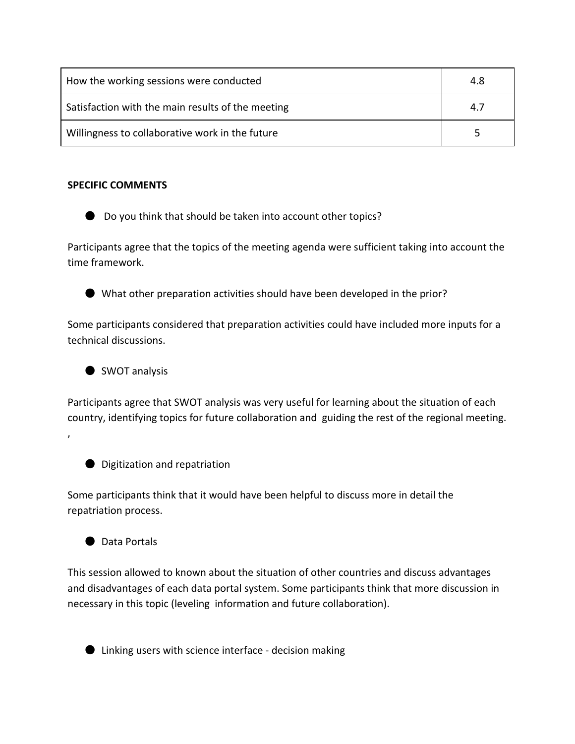| How the working sessions were conducted | 4.8 |
|---|---|
| Satisfaction with the main results of the meeting | 4.7 |
| Willingness to collaborative work in the future | 5 |

**SPECIFIC COMMENTS**

- Do you think that should be taken into account other topics?

Participants agree that the topics of the meeting agenda were sufficient taking into account the time framework.

- What other preparation activities should have been developed in the prior?

Some participants considered that preparation activities could have included more inputs for a technical discussions.

- SWOT analysis

Participants agree that SWOT analysis was very useful for learning about the situation of each country, identifying topics for future collaboration and guiding the rest of the regional meeting. ,

- Digitization and repatriation

Some participants think that it would have been helpful to discuss more in detail the repatriation process.

- Data Portals

This session allowed to known about the situation of other countries and discuss advantages and disadvantages of each data portal system. Some participants think that more discussion in necessary in this topic (leveling information and future collaboration).

- Linking users with science interface - decision making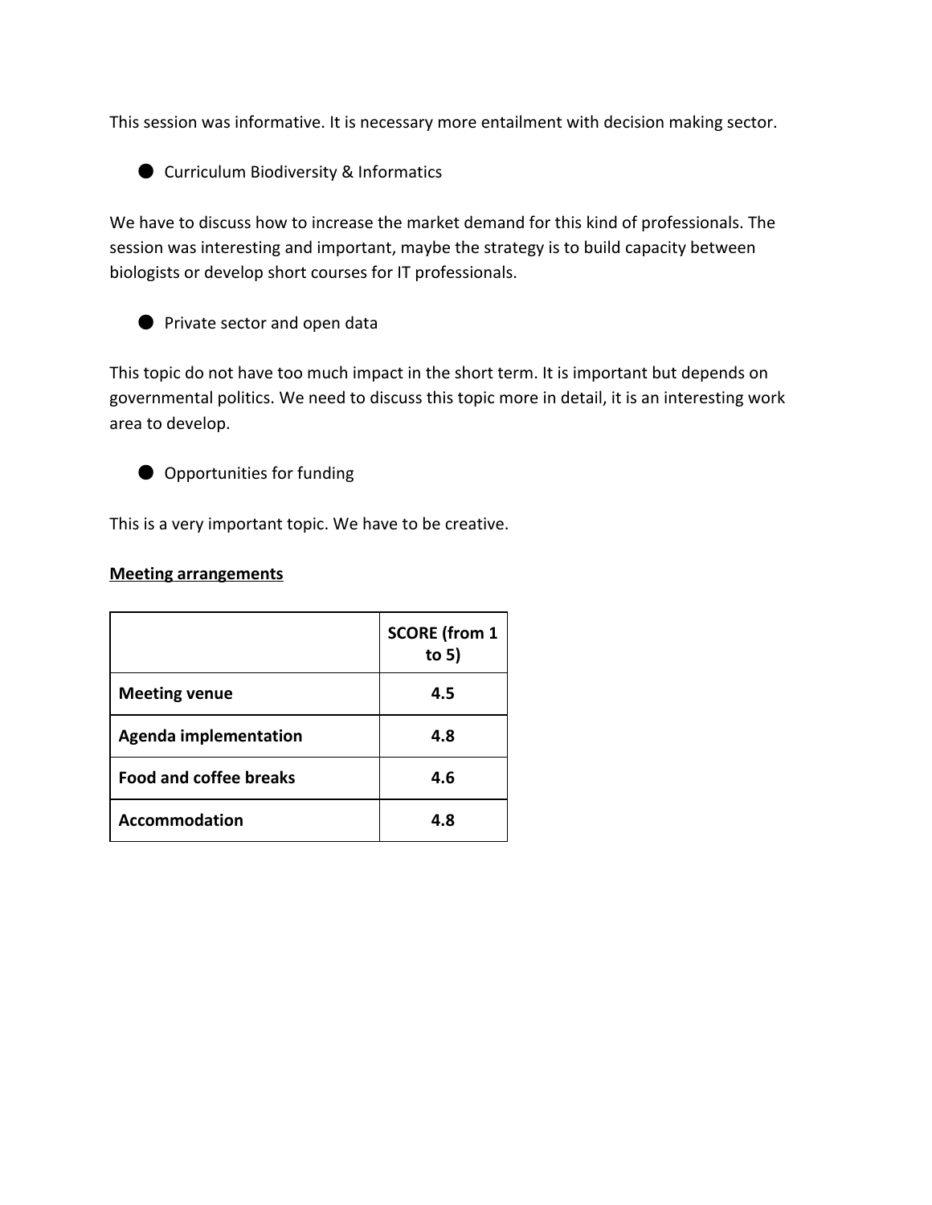This session was informative. It is necessary more entailment with decision making sector.

- Curriculum Biodiversity & Informatics

We have to discuss how to increase the market demand for this kind of professionals. The session was interesting and important, maybe the strategy is to build capacity between biologists or develop short courses for IT professionals.

- Private sector and open data

This topic do not have too much impact in the short term. It is important but depends on governmental politics. We need to discuss this topic more in detail, it is an interesting work area to develop.

- Opportunities for funding

This is a very important topic. We have to be creative.

**Meeting arrangements**

| | **SCORE (from 1 to 5)** |
|---|---|
| **Meeting venue** | **4.5** |
| **Agenda implementation** | **4.8** |
| **Food and coffee breaks** | **4.6** |
| **Accommodation** | **4.8** |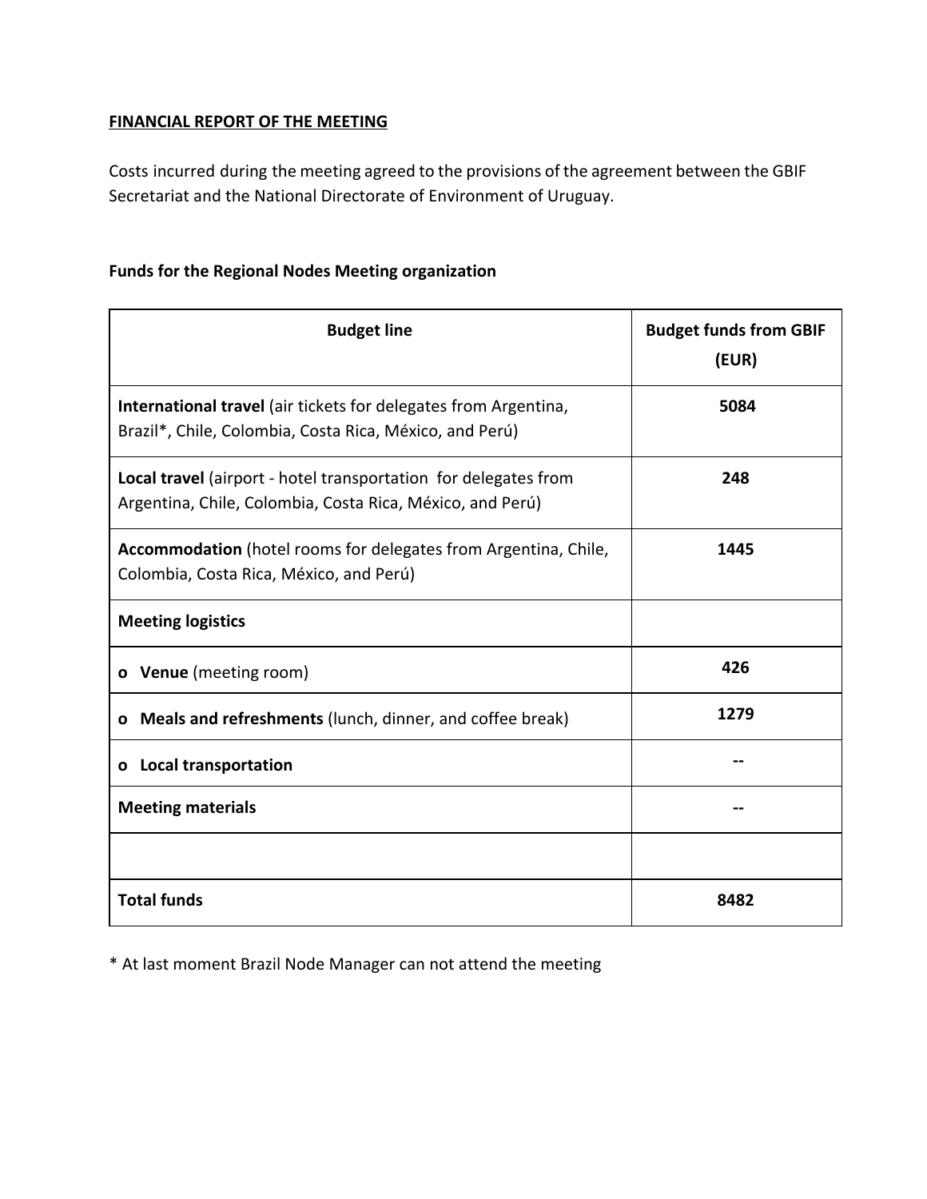**FINANCIAL REPORT OF THE MEETING**

Costs incurred during the meeting agreed to the provisions of the agreement between the GBIF Secretariat and the National Directorate of Environment of Uruguay.

**Funds for the Regional Nodes Meeting organization**

| Budget line | Budget funds from GBIF (EUR) |
|---|---|
| **International travel** (air tickets for delegates from Argentina, Brazil*, Chile, Colombia, Costa Rica, México, and Perú) | **5084** |
| **Local travel** (airport - hotel transportation for delegates from Argentina, Chile, Colombia, Costa Rica, México, and Perú) | **248** |
| **Accommodation** (hotel rooms for delegates from Argentina, Chile, Colombia, Costa Rica, México, and Perú) | **1445** |
| **Meeting logistics** | |
| o **Venue** (meeting room) | **426** |
| o **Meals and refreshments** (lunch, dinner, and coffee break) | **1279** |
| o **Local transportation** | **--** |
| **Meeting materials** | **--** |
| | |
| **Total funds** | **8482** |

* At last moment Brazil Node Manager can not attend the meeting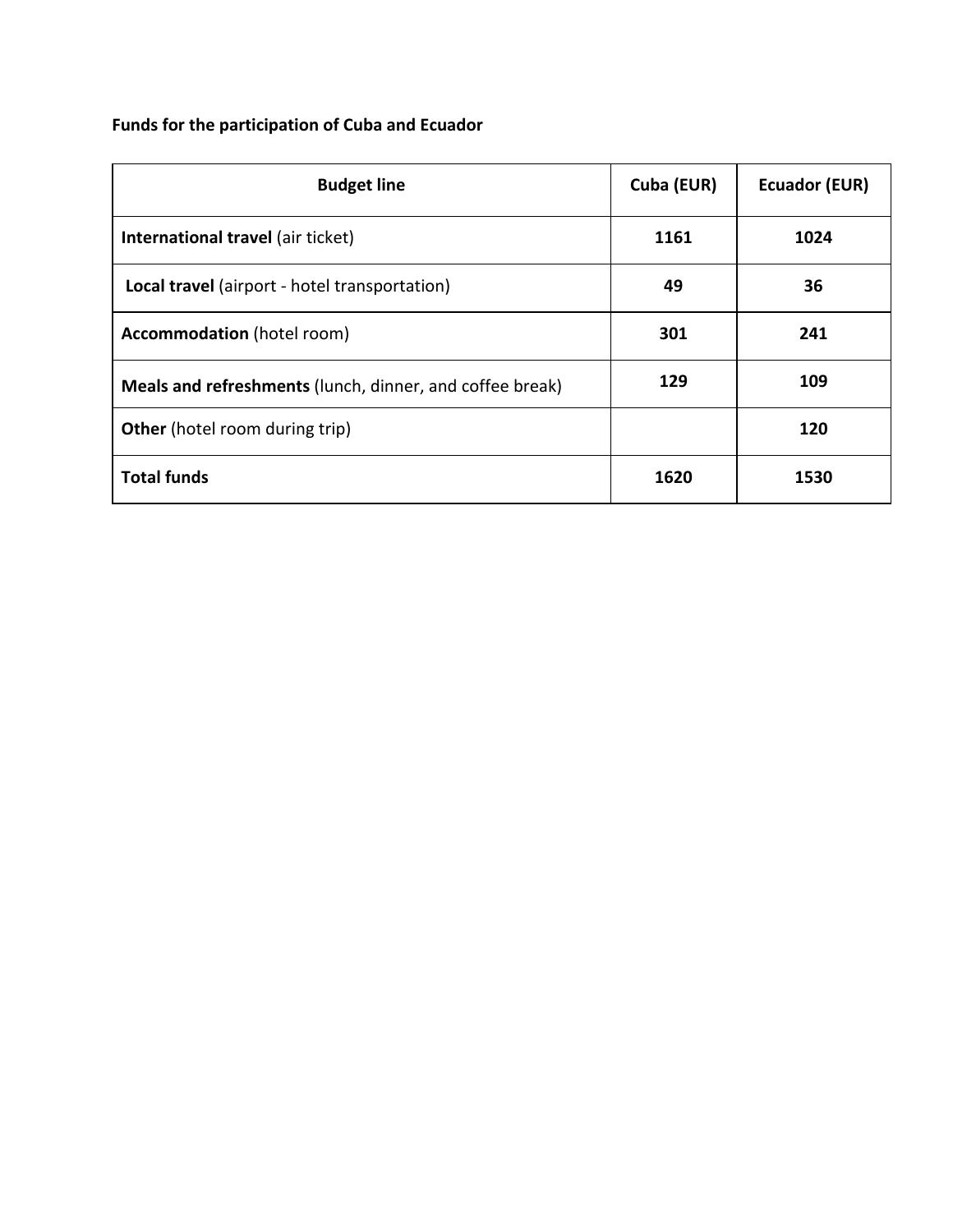**Funds for the participation of Cuba and Ecuador**

| Budget line | Cuba (EUR) | Ecuador (EUR) |
|---|---|---|
| **International travel** (air ticket) | **1161** | **1024** |
| **Local travel** (airport - hotel transportation) | **49** | **36** |
| **Accommodation** (hotel room) | **301** | **241** |
| **Meals and refreshments** (lunch, dinner, and coffee break) | **129** | **109** |
| **Other** (hotel room during trip) | | **120** |
| **Total funds** | **1620** | **1530** |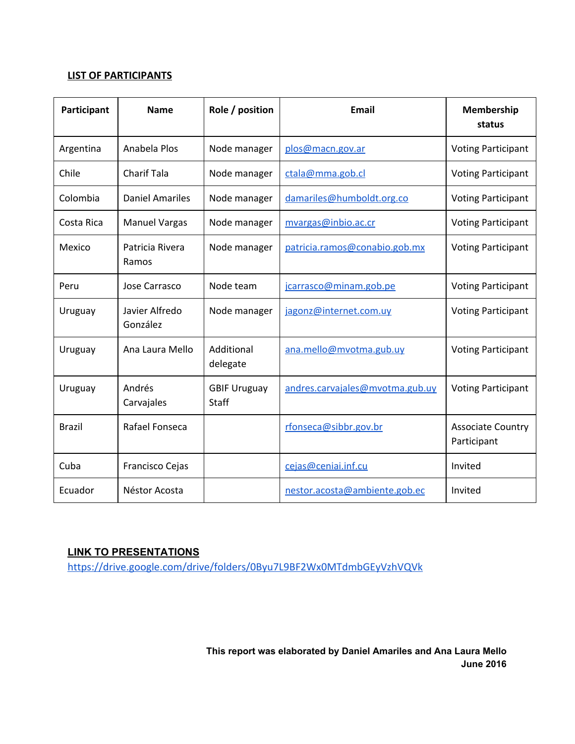**LIST OF PARTICIPANTS**

| Participant | Name | Role / position | Email | Membership status |
|---|---|---|---|---|
| Argentina | Anabela Plos | Node manager | plos@macn.gov.ar | Voting Participant |
| Chile | Charif Tala | Node manager | ctala@mma.gob.cl | Voting Participant |
| Colombia | Daniel Amariles | Node manager | damariles@humboldt.org.co | Voting Participant |
| Costa Rica | Manuel Vargas | Node manager | mvargas@inbio.ac.cr | Voting Participant |
| Mexico | Patricia Rivera Ramos | Node manager | patricia.ramos@conabio.gob.mx | Voting Participant |
| Peru | Jose Carrasco | Node team | jcarrasco@minam.gob.pe | Voting Participant |
| Uruguay | Javier Alfredo González | Node manager | jagonz@internet.com.uy | Voting Participant |
| Uruguay | Ana Laura Mello | Additional delegate | ana.mello@mvotma.gub.uy | Voting Participant |
| Uruguay | Andrés Carvajales | GBIF Uruguay Staff | andres.carvajales@mvotma.gub.uy | Voting Participant |
| Brazil | Rafael Fonseca | | rfonseca@sibbr.gov.br | Associate Country Participant |
| Cuba | Francisco Cejas | | cejas@ceniai.inf.cu | Invited |
| Ecuador | Néstor Acosta | | nestor.acosta@ambiente.gob.ec | Invited |

**LINK TO PRESENTATIONS**

https://drive.google.com/drive/folders/0Byu7L9BF2Wx0MTdmbGEyVzhVQVk

**This report was elaborated by Daniel Amariles and Ana Laura Mello**
**June 2016**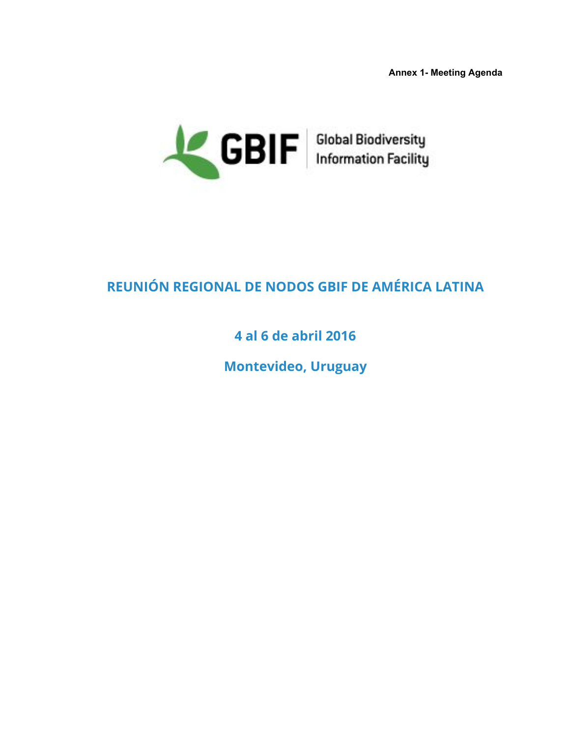**Annex 1- Meeting Agenda**

GBIF Global Biodiversity Information Facility

# REUNIÓN REGIONAL DE NODOS GBIF DE AMÉRICA LATINA

## 4 al 6 de abril 2016

## Montevideo, Uruguay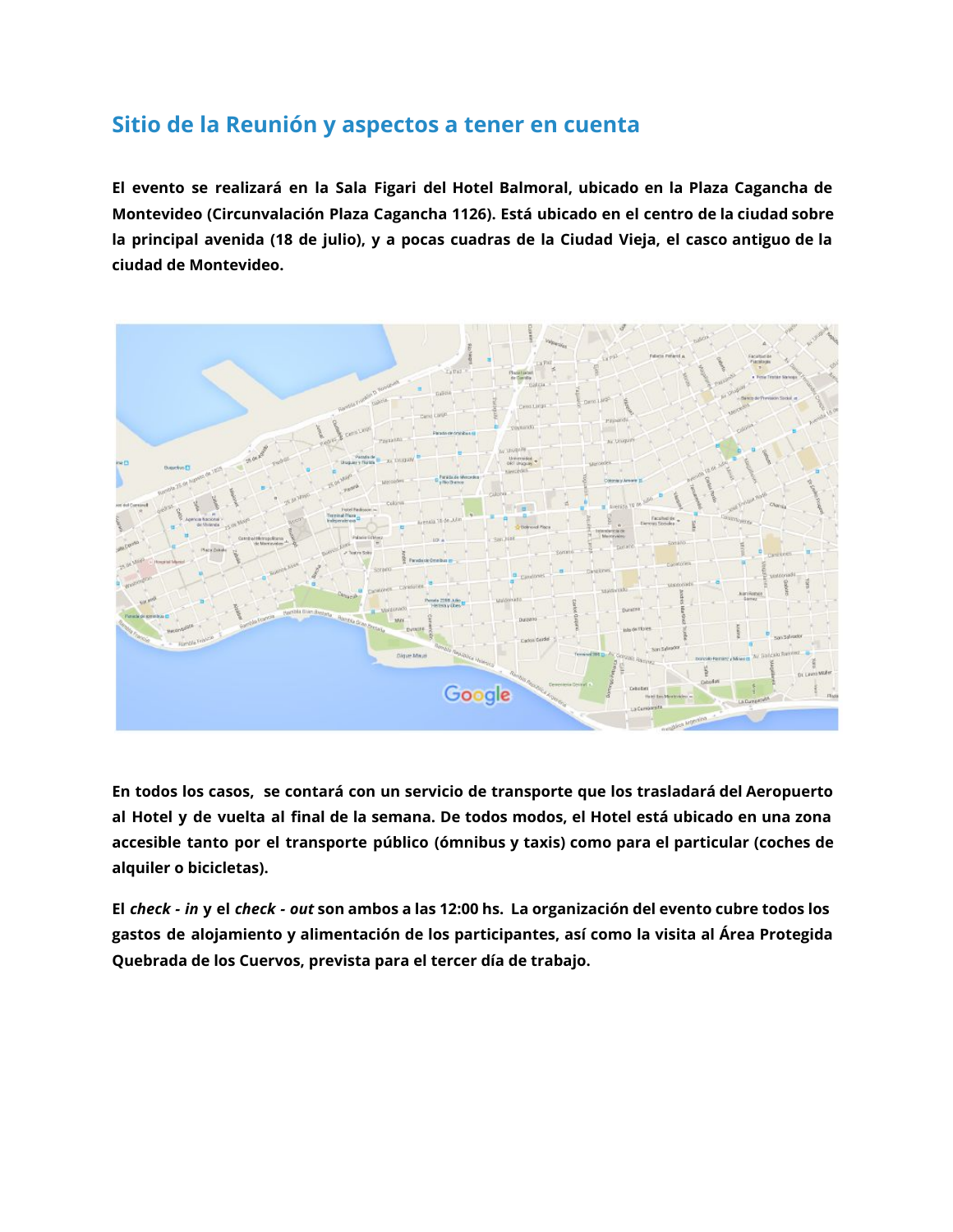## Sitio de la Reunión y aspectos a tener en cuenta

**El evento se realizará en la Sala Figari del Hotel Balmoral, ubicado en la Plaza Cagancha de Montevideo (Circunvalación Plaza Cagancha 1126). Está ubicado en el centro de la ciudad sobre la principal avenida (18 de julio), y a pocas cuadras de la Ciudad Vieja, el casco antiguo de la ciudad de Montevideo.**

**En todos los casos, se contará con un servicio de transporte que los trasladará del Aeropuerto al Hotel y de vuelta al final de la semana. De todos modos, el Hotel está ubicado en una zona accesible tanto por el transporte público (ómnibus y taxis) como para el particular (coches de alquiler o bicicletas).**

**El *check - in* y el *check - out* son ambos a las 12:00 hs. La organización del evento cubre todos los gastos de alojamiento y alimentación de los participantes, así como la visita al Área Protegida Quebrada de los Cuervos, prevista para el tercer día de trabajo.**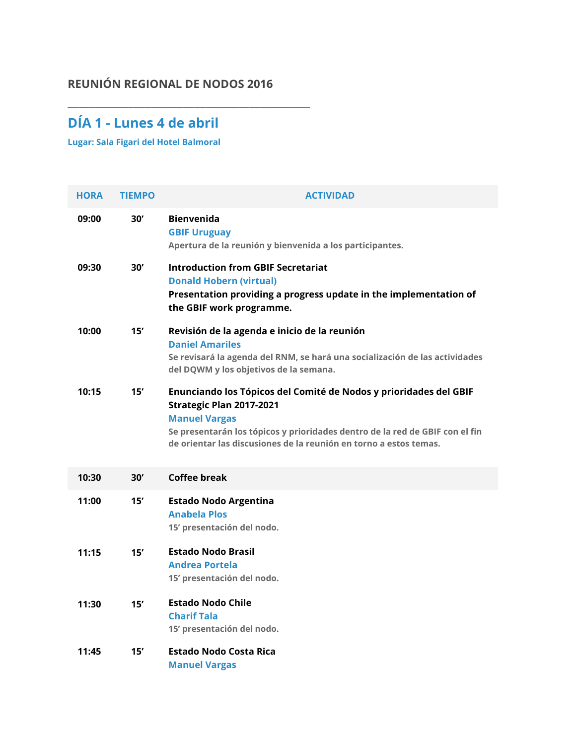**REUNIÓN REGIONAL DE NODOS 2016**

## DÍA 1 - Lunes 4 de abril

**Lugar: Sala Figari del Hotel Balmoral**

| HORA | TIEMPO | ACTIVIDAD |
|---|---|---|
| 09:00 | 30’ | **Bienvenida**<br>GBIF Uruguay<br>Apertura de la reunión y bienvenida a los participantes. |
| 09:30 | 30’ | **Introduction from GBIF Secretariat**<br>Donald Hobern (virtual)<br>**Presentation providing a progress update in the implementation of the GBIF work programme.** |
| 10:00 | 15’ | **Revisión de la agenda e inicio de la reunión**<br>Daniel Amariles<br>Se revisará la agenda del RNM, se hará una socialización de las actividades del DQWM y los objetivos de la semana. |
| 10:15 | 15’ | **Enunciando los Tópicos del Comité de Nodos y prioridades del GBIF Strategic Plan 2017-2021**<br>Manuel Vargas<br>Se presentarán los tópicos y prioridades dentro de la red de GBIF con el fin de orientar las discusiones de la reunión en torno a estos temas. |
| 10:30 | 30’ | **Coffee break** |
| 11:00 | 15’ | **Estado Nodo Argentina**<br>Anabela Plos<br>15’ presentación del nodo. |
| 11:15 | 15’ | **Estado Nodo Brasil**<br>Andrea Portela<br>15’ presentación del nodo. |
| 11:30 | 15’ | **Estado Nodo Chile**<br>Charif Tala<br>15’ presentación del nodo. |
| 11:45 | 15’ | **Estado Nodo Costa Rica**<br>Manuel Vargas |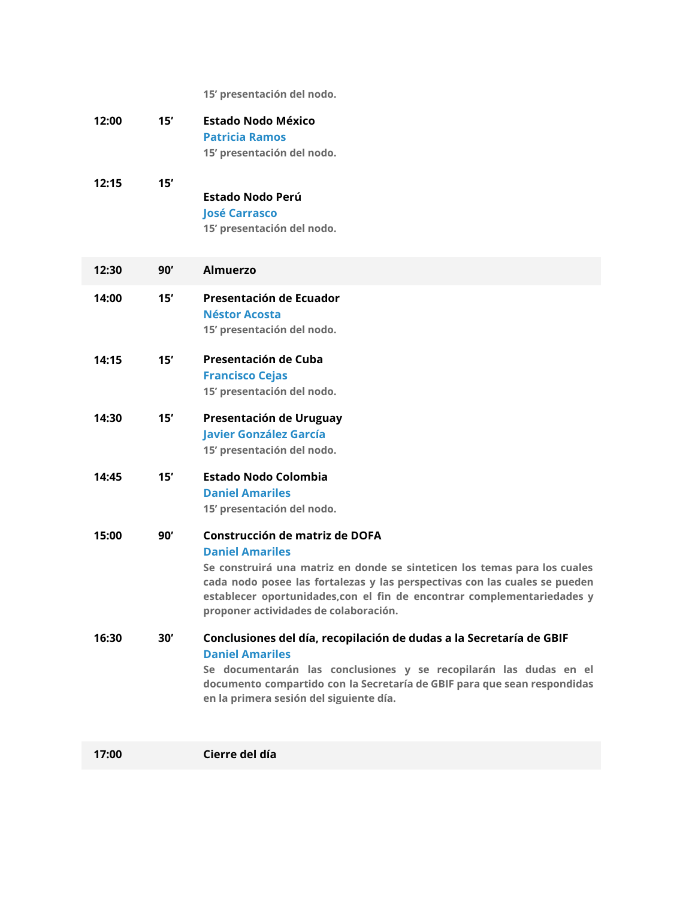| | | |
|---|---|---|
| | | **15’ presentación del nodo.** |
| **12:00** | **15’** | **Estado Nodo México**<br>**Patricia Ramos**<br>**15’ presentación del nodo.** |
| **12:15** | **15’** | **Estado Nodo Perú**<br>**José Carrasco**<br>**15’ presentación del nodo.** |
| **12:30** | **90’** | **Almuerzo** |
| **14:00** | **15’** | **Presentación de Ecuador**<br>**Néstor Acosta**<br>**15’ presentación del nodo.** |
| **14:15** | **15’** | **Presentación de Cuba**<br>**Francisco Cejas**<br>**15’ presentación del nodo.** |
| **14:30** | **15’** | **Presentación de Uruguay**<br>**Javier González García**<br>**15’ presentación del nodo.** |
| **14:45** | **15’** | **Estado Nodo Colombia**<br>**Daniel Amariles**<br>**15’ presentación del nodo.** |
| **15:00** | **90’** | **Construcción de matriz de DOFA**<br>**Daniel Amariles**<br>**Se construirá una matriz en donde se sinteticen los temas para los cuales cada nodo posee las fortalezas y las perspectivas con las cuales se pueden establecer oportunidades,con el fin de encontrar complementariedades y proponer actividades de colaboración.** |
| **16:30** | **30’** | **Conclusiones del día, recopilación de dudas a la Secretaría de GBIF**<br>**Daniel Amariles**<br>**Se documentarán las conclusiones y se recopilarán las dudas en el documento compartido con la Secretaría de GBIF para que sean respondidas en la primera sesión del siguiente día.** |
| **17:00** | | **Cierre del día** |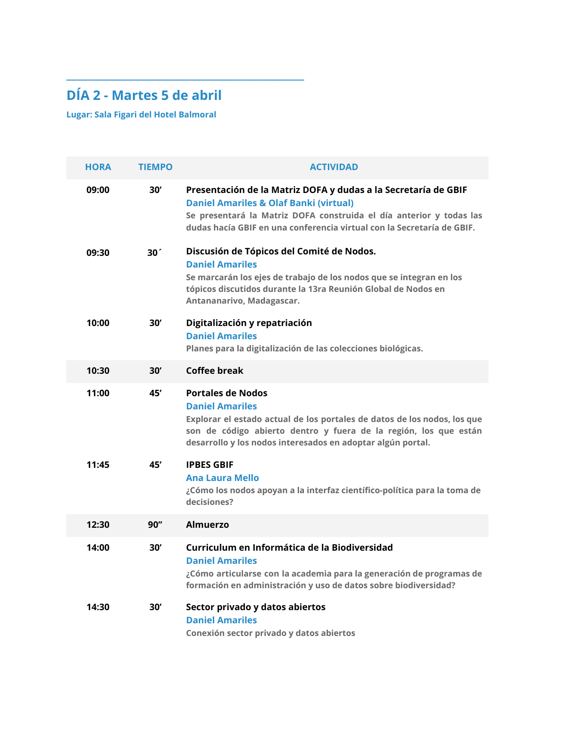## DÍA 2 - Martes 5 de abril

**Lugar: Sala Figari del Hotel Balmoral**

| HORA | TIEMPO | ACTIVIDAD |
|---|---|---|
| 09:00 | 30' | **Presentación de la Matriz DOFA y dudas a la Secretaría de GBIF**<br>Daniel Amariles & Olaf Banki (virtual)<br>Se presentará la Matriz DOFA construida el día anterior y todas las dudas hacía GBIF en una conferencia virtual con la Secretaría de GBIF. |
| 09:30 | 30´ | **Discusión de Tópicos del Comité de Nodos.**<br>Daniel Amariles<br>Se marcarán los ejes de trabajo de los nodos que se integran en los tópicos discutidos durante la 13ra Reunión Global de Nodos en Antananarivo, Madagascar. |
| 10:00 | 30' | **Digitalización y repatriación**<br>Daniel Amariles<br>Planes para la digitalización de las colecciones biológicas. |
| 10:30 | 30' | **Coffee break** |
| 11:00 | 45' | **Portales de Nodos**<br>Daniel Amariles<br>Explorar el estado actual de los portales de datos de los nodos, los que son de código abierto dentro y fuera de la región, los que están desarrollo y los nodos interesados en adoptar algún portal. |
| 11:45 | 45' | **IPBES GBIF**<br>Ana Laura Mello<br>¿Cómo los nodos apoyan a la interfaz científico-política para la toma de decisiones? |
| 12:30 | 90" | **Almuerzo** |
| 14:00 | 30' | **Curriculum en Informática de la Biodiversidad**<br>Daniel Amariles<br>¿Cómo articularse con la academia para la generación de programas de formación en administración y uso de datos sobre biodiversidad? |
| 14:30 | 30' | **Sector privado y datos abiertos**<br>Daniel Amariles<br>Conexión sector privado y datos abiertos |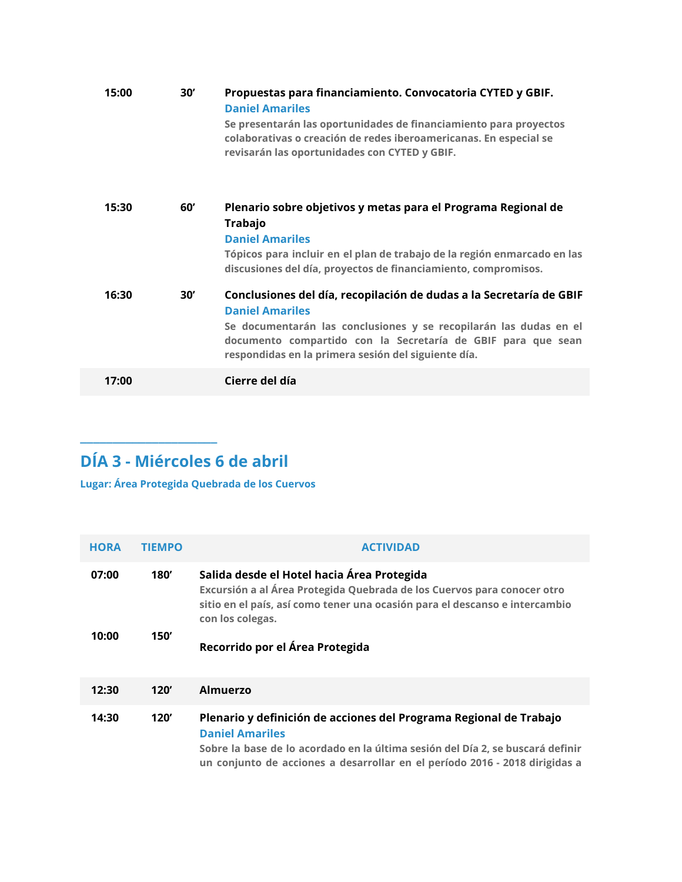| | | |
|---|---|---|
| 15:00 | 30′ | **Propuestas para financiamiento. Convocatoria CYTED y GBIF.**<br>**Daniel Amariles**<br>Se presentarán las oportunidades de financiamiento para proyectos colaborativas o creación de redes iberoamericanas. En especial se revisarán las oportunidades con CYTED y GBIF. |
| 15:30 | 60′ | **Plenario sobre objetivos y metas para el Programa Regional de Trabajo**<br>**Daniel Amariles**<br>Tópicos para incluir en el plan de trabajo de la región enmarcado en las discusiones del día, proyectos de financiamiento, compromisos. |
| 16:30 | 30′ | **Conclusiones del día, recopilación de dudas a la Secretaría de GBIF**<br>**Daniel Amariles**<br>Se documentarán las conclusiones y se recopilarán las dudas en el documento compartido con la Secretaría de GBIF para que sean respondidas en la primera sesión del siguiente día. |
| 17:00 | | **Cierre del día** |

## DÍA 3 - Miércoles 6 de abril

**Lugar: Área Protegida Quebrada de los Cuervos**

| HORA | TIEMPO | ACTIVIDAD |
|---|---|---|
| 07:00 | 180′ | **Salida desde el Hotel hacia Área Protegida**<br>Excursión a al Área Protegida Quebrada de los Cuervos para conocer otro sitio en el país, así como tener una ocasión para el descanso e intercambio con los colegas. |
| 10:00 | 150′ | **Recorrido por el Área Protegida** |
| 12:30 | 120′ | **Almuerzo** |
| 14:30 | 120′ | **Plenario y definición de acciones del Programa Regional de Trabajo**<br>**Daniel Amariles**<br>Sobre la base de lo acordado en la última sesión del Día 2, se buscará definir un conjunto de acciones a desarrollar en el período 2016 - 2018 dirigidas a |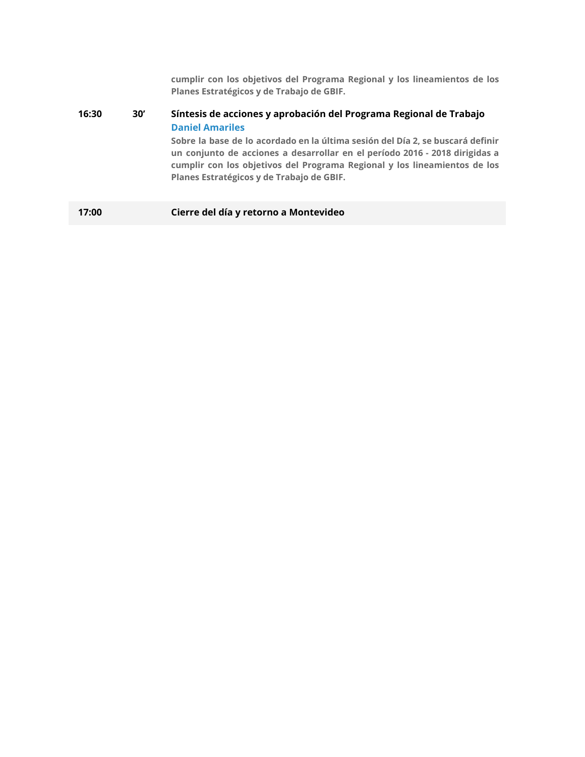| | | |
|---|---|---|
| | | **cumplir con los objetivos del Programa Regional y los lineamientos de los Planes Estratégicos y de Trabajo de GBIF.** |
| **16:30** | **30'** | **Síntesis de acciones y aprobación del Programa Regional de Trabajo**<br>**Daniel Amariles**<br>**Sobre la base de lo acordado en la última sesión del Día 2, se buscará definir un conjunto de acciones a desarrollar en el período 2016 - 2018 dirigidas a cumplir con los objetivos del Programa Regional y los lineamientos de los Planes Estratégicos y de Trabajo de GBIF.** |
| **17:00** | | **Cierre del día y retorno a Montevideo** |